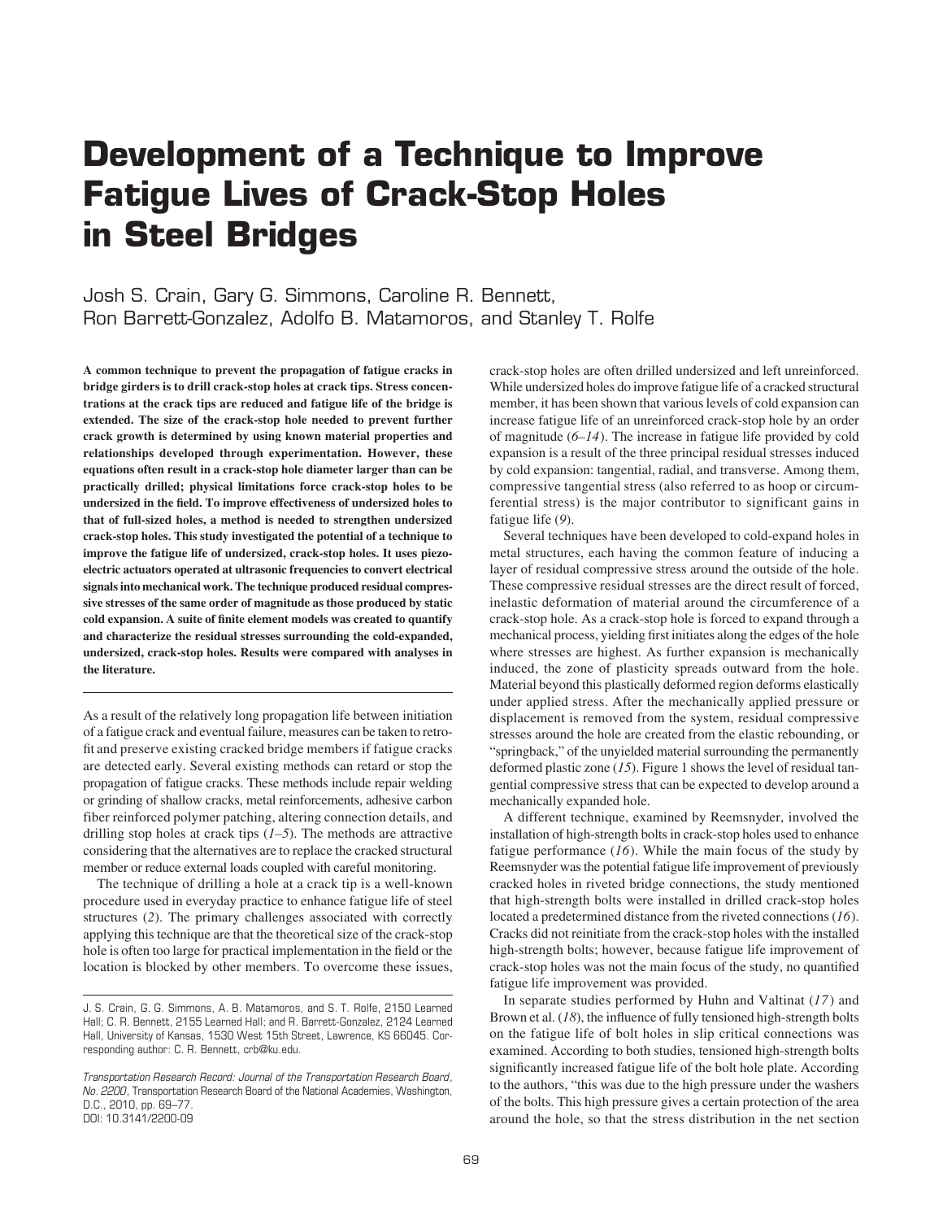# Development of a Technique to Improve Fatigue Lives of Crack-Stop Holes in Steel Bridges

Josh S. Crain, Gary G. Simmons, Caroline R. Bennett, Ron Barrett-Gonzalez, Adolfo B. Matamoros, and Stanley T. Rolfe

**A common technique to prevent the propagation of fatigue cracks in bridge girders is to drill crack-stop holes at crack tips. Stress concentrations at the crack tips are reduced and fatigue life of the bridge is extended. The size of the crack-stop hole needed to prevent further crack growth is determined by using known material properties and relationships developed through experimentation. However, these equations often result in a crack-stop hole diameter larger than can be practically drilled; physical limitations force crack-stop holes to be undersized in the field. To improve effectiveness of undersized holes to that of full-sized holes, a method is needed to strengthen undersized crack-stop holes. This study investigated the potential of a technique to improve the fatigue life of undersized, crack-stop holes. It uses piezoelectric actuators operated at ultrasonic frequencies to convert electrical signals into mechanical work. The technique produced residual compressive stresses of the same order of magnitude as those produced by static cold expansion. A suite of finite element models was created to quantify and characterize the residual stresses surrounding the cold-expanded, undersized, crack-stop holes. Results were compared with analyses in the literature.**

As a result of the relatively long propagation life between initiation of a fatigue crack and eventual failure, measures can be taken to retrofit and preserve existing cracked bridge members if fatigue cracks are detected early. Several existing methods can retard or stop the propagation of fatigue cracks. These methods include repair welding or grinding of shallow cracks, metal reinforcements, adhesive carbon fiber reinforced polymer patching, altering connection details, and drilling stop holes at crack tips (*1–5*). The methods are attractive considering that the alternatives are to replace the cracked structural member or reduce external loads coupled with careful monitoring.

The technique of drilling a hole at a crack tip is a well-known procedure used in everyday practice to enhance fatigue life of steel structures (*2*). The primary challenges associated with correctly applying this technique are that the theoretical size of the crack-stop hole is often too large for practical implementation in the field or the location is blocked by other members. To overcome these issues, crack-stop holes are often drilled undersized and left unreinforced. While undersized holes do improve fatigue life of a cracked structural member, it has been shown that various levels of cold expansion can increase fatigue life of an unreinforced crack-stop hole by an order of magnitude (*6–14*). The increase in fatigue life provided by cold expansion is a result of the three principal residual stresses induced by cold expansion: tangential, radial, and transverse. Among them, compressive tangential stress (also referred to as hoop or circumferential stress) is the major contributor to significant gains in fatigue life (*9*).

Several techniques have been developed to cold-expand holes in metal structures, each having the common feature of inducing a layer of residual compressive stress around the outside of the hole. These compressive residual stresses are the direct result of forced, inelastic deformation of material around the circumference of a crack-stop hole. As a crack-stop hole is forced to expand through a mechanical process, yielding first initiates along the edges of the hole where stresses are highest. As further expansion is mechanically induced, the zone of plasticity spreads outward from the hole. Material beyond this plastically deformed region deforms elastically under applied stress. After the mechanically applied pressure or displacement is removed from the system, residual compressive stresses around the hole are created from the elastic rebounding, or "springback," of the unyielded material surrounding the permanently deformed plastic zone (*15*). Figure 1 shows the level of residual tangential compressive stress that can be expected to develop around a mechanically expanded hole.

A different technique, examined by Reemsnyder, involved the installation of high-strength bolts in crack-stop holes used to enhance fatigue performance (*16*). While the main focus of the study by Reemsnyder was the potential fatigue life improvement of previously cracked holes in riveted bridge connections, the study mentioned that high-strength bolts were installed in drilled crack-stop holes located a predetermined distance from the riveted connections (*16*). Cracks did not reinitiate from the crack-stop holes with the installed high-strength bolts; however, because fatigue life improvement of crack-stop holes was not the main focus of the study, no quantified fatigue life improvement was provided.

In separate studies performed by Huhn and Valtinat (*17*) and Brown et al. (*18*), the influence of fully tensioned high-strength bolts on the fatigue life of bolt holes in slip critical connections was examined. According to both studies, tensioned high-strength bolts significantly increased fatigue life of the bolt hole plate. According to the authors, "this was due to the high pressure under the washers of the bolts. This high pressure gives a certain protection of the area around the hole, so that the stress distribution in the net section

---

J. S. Crain, G. G. Simmons, A. B. Matamoros, and S. T. Rolfe, 2150 Learned Hall; C. R. Bennett, 2155 Learned Hall; and R. Barrett-Gonzalez, 2124 Learned Hall, University of Kansas, 1530 West 15th Street, Lawrence, KS 66045. Corresponding author: C. R. Bennett, crb@ku.edu.

*Transportation Research Record: Journal of the Transportation Research Board, No. 2200,* Transportation Research Board of the National Academies, Washington, D.C., 2010, pp. 69–77.
DOI: 10.3141/2200-09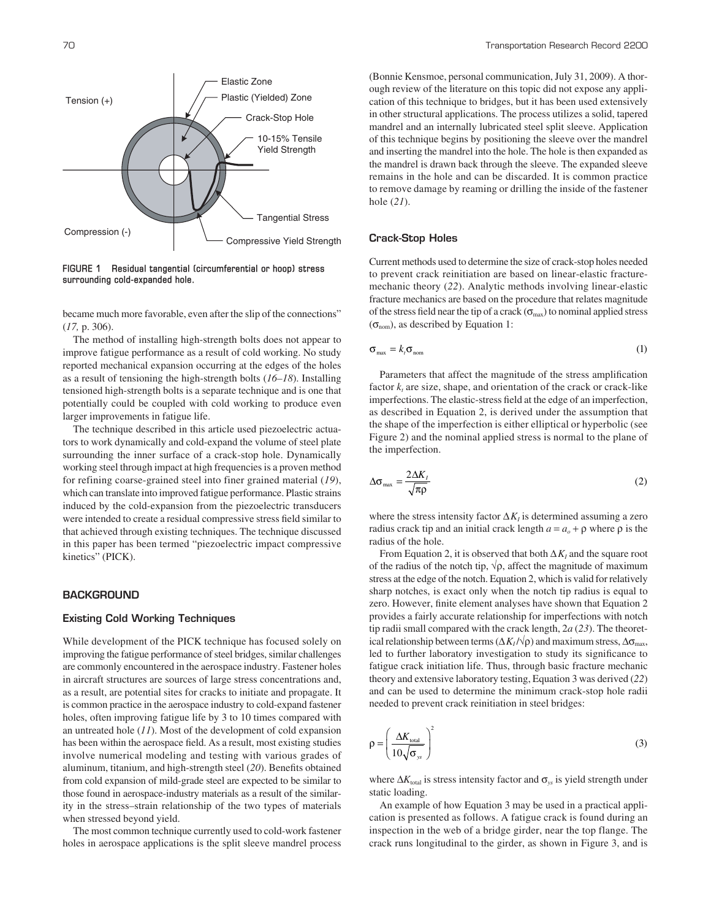Tension (+)

Elastic Zone

Plastic (Yielded) Zone

Crack-Stop Hole

10-15% Tensile Yield Strength

Tangential Stress

Compression (-)

Compressive Yield Strength

**FIGURE 1 Residual tangential (circumferential or hoop) stress surrounding cold-expanded hole.**

became much more favorable, even after the slip of the connections" (*17,* p. 306).

The method of installing high-strength bolts does not appear to improve fatigue performance as a result of cold working. No study reported mechanical expansion occurring at the edges of the holes as a result of tensioning the high-strength bolts (*16–18*). Installing tensioned high-strength bolts is a separate technique and is one that potentially could be coupled with cold working to produce even larger improvements in fatigue life.

The technique described in this article used piezoelectric actuators to work dynamically and cold-expand the volume of steel plate surrounding the inner surface of a crack-stop hole. Dynamically working steel through impact at high frequencies is a proven method for refining coarse-grained steel into finer grained material (*19*), which can translate into improved fatigue performance. Plastic strains induced by the cold-expansion from the piezoelectric transducers were intended to create a residual compressive stress field similar to that achieved through existing techniques. The technique discussed in this paper has been termed "piezoelectric impact compressive kinetics" (PICK).

## BACKGROUND

### Existing Cold Working Techniques

While development of the PICK technique has focused solely on improving the fatigue performance of steel bridges, similar challenges are commonly encountered in the aerospace industry. Fastener holes in aircraft structures are sources of large stress concentrations and, as a result, are potential sites for cracks to initiate and propagate. It is common practice in the aerospace industry to cold-expand fastener holes, often improving fatigue life by 3 to 10 times compared with an untreated hole (*11*). Most of the development of cold expansion has been within the aerospace field. As a result, most existing studies involve numerical modeling and testing with various grades of aluminum, titanium, and high-strength steel (*20*). Benefits obtained from cold expansion of mild-grade steel are expected to be similar to those found in aerospace-industry materials as a result of the similarity in the stress–strain relationship of the two types of materials when stressed beyond yield.

The most common technique currently used to cold-work fastener holes in aerospace applications is the split sleeve mandrel process (Bonnie Kensmoe, personal communication, July 31, 2009). A thorough review of the literature on this topic did not expose any application of this technique to bridges, but it has been used extensively in other structural applications. The process utilizes a solid, tapered mandrel and an internally lubricated steel split sleeve. Application of this technique begins by positioning the sleeve over the mandrel and inserting the mandrel into the hole. The hole is then expanded as the mandrel is drawn back through the sleeve. The expanded sleeve remains in the hole and can be discarded. It is common practice to remove damage by reaming or drilling the inside of the fastener hole (*21*).

### Crack-Stop Holes

Current methods used to determine the size of crack-stop holes needed to prevent crack reinitiation are based on linear-elastic fracture-mechanic theory (*22*). Analytic methods involving linear-elastic fracture mechanics are based on the procedure that relates magnitude of the stress field near the tip of a crack ($\sigma_{max}$) to nominal applied stress ($\sigma_{nom}$), as described by Equation 1:

$$\sigma_{max} = k_t \sigma_{nom} \tag{1}$$

Parameters that affect the magnitude of the stress amplification factor $k_t$ are size, shape, and orientation of the crack or crack-like imperfections. The elastic-stress field at the edge of an imperfection, as described in Equation 2, is derived under the assumption that the shape of the imperfection is either elliptical or hyperbolic (see Figure 2) and the nominal applied stress is normal to the plane of the imperfection.

$$\Delta\sigma_{max} = \frac{2\Delta K_I}{\sqrt{\pi\rho}} \tag{2}$$

where the stress intensity factor $\Delta K_I$ is determined assuming a zero radius crack tip and an initial crack length $a = a_o + \rho$ where $\rho$ is the radius of the hole.

From Equation 2, it is observed that both $\Delta K_I$ and the square root of the radius of the notch tip, $\sqrt{\rho}$, affect the magnitude of maximum stress at the edge of the notch. Equation 2, which is valid for relatively sharp notches, is exact only when the notch tip radius is equal to zero. However, finite element analyses have shown that Equation 2 provides a fairly accurate relationship for imperfections with notch tip radii small compared with the crack length, $2a$ (*23*). The theoretical relationship between terms ($\Delta K_I/\sqrt{\rho}$) and maximum stress, $\Delta\sigma_{max}$, led to further laboratory investigation to study its significance to fatigue crack initiation life. Thus, through basic fracture mechanic theory and extensive laboratory testing, Equation 3 was derived (*22*) and can be used to determine the minimum crack-stop hole radii needed to prevent crack reinitiation in steel bridges:

$$\rho = \left(\frac{\Delta K_{total}}{10\sqrt{\sigma_{ys}}}\right)^2 \tag{3}$$

where $\Delta K_{total}$ is stress intensity factor and $\sigma_{ys}$ is yield strength under static loading.

An example of how Equation 3 may be used in a practical application is presented as follows. A fatigue crack is found during an inspection in the web of a bridge girder, near the top flange. The crack runs longitudinal to the girder, as shown in Figure 3, and is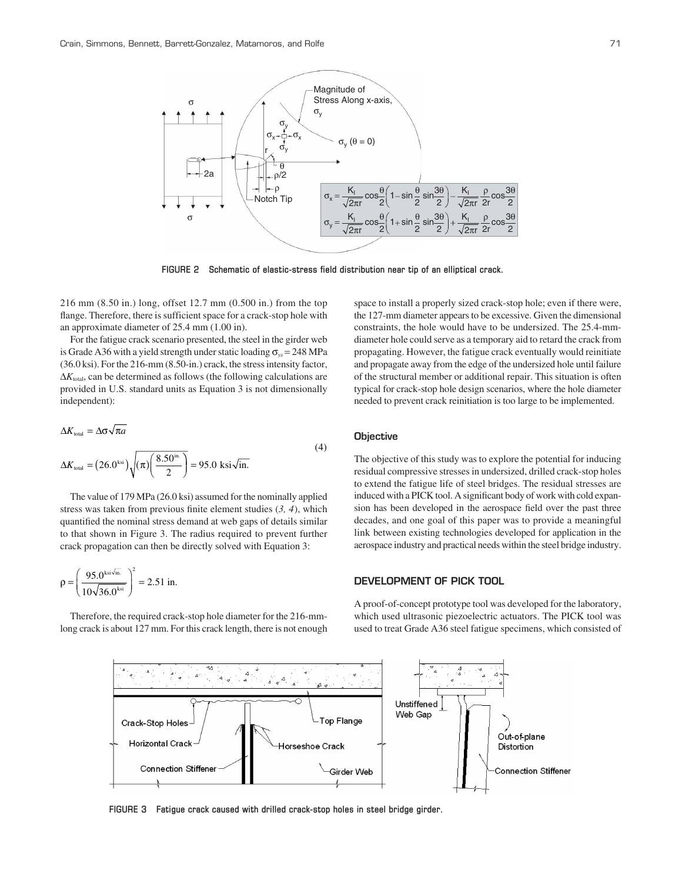FIGURE 2 Schematic of elastic-stress field distribution near tip of an elliptical crack.

216 mm (8.50 in.) long, offset 12.7 mm (0.500 in.) from the top flange. Therefore, there is sufficient space for a crack-stop hole with an approximate diameter of 25.4 mm (1.00 in).

For the fatigue crack scenario presented, the steel in the girder web is Grade A36 with a yield strength under static loading $\sigma_{ys} = 248$ MPa (36.0 ksi). For the 216-mm (8.50-in.) crack, the stress intensity factor, $\Delta K_{\text{total}}$, can be determined as follows (the following calculations are provided in U.S. standard units as Equation 3 is not dimensionally independent):

$$\Delta K_{\text{total}} = \Delta\sigma\sqrt{\pi a}$$

$$\Delta K_{\text{total}} = \left(26.0^{\text{ksi}}\right)\sqrt{(\pi)\left(\frac{8.50^{\text{in.}}}{2}\right)} = 95.0 \text{ ksi}\sqrt{\text{in.}} \tag{4}$$

The value of 179 MPa (26.0 ksi) assumed for the nominally applied stress was taken from previous finite element studies (*3, 4*), which quantified the nominal stress demand at web gaps of details similar to that shown in Figure 3. The radius required to prevent further crack propagation can then be directly solved with Equation 3:

$$\rho = \left(\frac{95.0^{\text{ksi}\sqrt{\text{in.}}}}{10\sqrt{36.0^{\text{ksi}}}}\right)^2 = 2.51 \text{ in.}$$

Therefore, the required crack-stop hole diameter for the 216-mm-long crack is about 127 mm. For this crack length, there is not enough space to install a properly sized crack-stop hole; even if there were, the 127-mm diameter appears to be excessive. Given the dimensional constraints, the hole would have to be undersized. The 25.4-mm-diameter hole could serve as a temporary aid to retard the crack from propagating. However, the fatigue crack eventually would reinitiate and propagate away from the edge of the undersized hole until failure of the structural member or additional repair. This situation is often typical for crack-stop hole design scenarios, where the hole diameter needed to prevent crack reinitiation is too large to be implemented.

### Objective

The objective of this study was to explore the potential for inducing residual compressive stresses in undersized, drilled crack-stop holes to extend the fatigue life of steel bridges. The residual stresses are induced with a PICK tool. A significant body of work with cold expansion has been developed in the aerospace field over the past three decades, and one goal of this paper was to provide a meaningful link between existing technologies developed for application in the aerospace industry and practical needs within the steel bridge industry.

## DEVELOPMENT OF PICK TOOL

A proof-of-concept prototype tool was developed for the laboratory, which used ultrasonic piezoelectric actuators. The PICK tool was used to treat Grade A36 steel fatigue specimens, which consisted of

FIGURE 3 Fatigue crack caused with drilled crack-stop holes in steel bridge girder.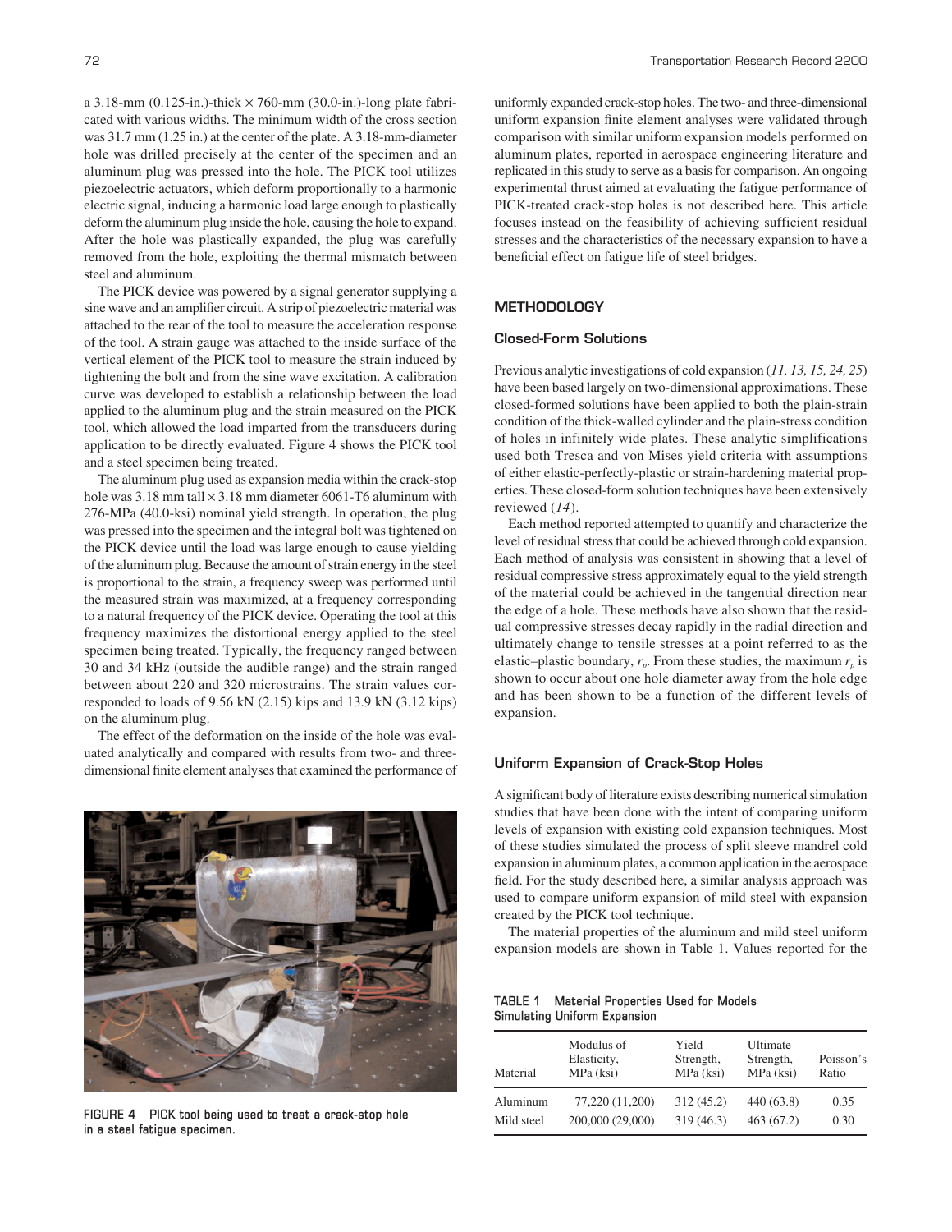a 3.18-mm (0.125-in.)-thick × 760-mm (30.0-in.)-long plate fabricated with various widths. The minimum width of the cross section was 31.7 mm (1.25 in.) at the center of the plate. A 3.18-mm-diameter hole was drilled precisely at the center of the specimen and an aluminum plug was pressed into the hole. The PICK tool utilizes piezoelectric actuators, which deform proportionally to a harmonic electric signal, inducing a harmonic load large enough to plastically deform the aluminum plug inside the hole, causing the hole to expand. After the hole was plastically expanded, the plug was carefully removed from the hole, exploiting the thermal mismatch between steel and aluminum.

The PICK device was powered by a signal generator supplying a sine wave and an amplifier circuit. A strip of piezoelectric material was attached to the rear of the tool to measure the acceleration response of the tool. A strain gauge was attached to the inside surface of the vertical element of the PICK tool to measure the strain induced by tightening the bolt and from the sine wave excitation. A calibration curve was developed to establish a relationship between the load applied to the aluminum plug and the strain measured on the PICK tool, which allowed the load imparted from the transducers during application to be directly evaluated. Figure 4 shows the PICK tool and a steel specimen being treated.

The aluminum plug used as expansion media within the crack-stop hole was 3.18 mm tall × 3.18 mm diameter 6061-T6 aluminum with 276-MPa (40.0-ksi) nominal yield strength. In operation, the plug was pressed into the specimen and the integral bolt was tightened on the PICK device until the load was large enough to cause yielding of the aluminum plug. Because the amount of strain energy in the steel is proportional to the strain, a frequency sweep was performed until the measured strain was maximized, at a frequency corresponding to a natural frequency of the PICK device. Operating the tool at this frequency maximizes the distortional energy applied to the steel specimen being treated. Typically, the frequency ranged between 30 and 34 kHz (outside the audible range) and the strain ranged between about 220 and 320 microstrains. The strain values corresponded to loads of 9.56 kN (2.15) kips and 13.9 kN (3.12 kips) on the aluminum plug.

The effect of the deformation on the inside of the hole was evaluated analytically and compared with results from two- and three-dimensional finite element analyses that examined the performance of uniformly expanded crack-stop holes. The two- and three-dimensional uniform expansion finite element analyses were validated through comparison with similar uniform expansion models performed on aluminum plates, reported in aerospace engineering literature and replicated in this study to serve as a basis for comparison. An ongoing experimental thrust aimed at evaluating the fatigue performance of PICK-treated crack-stop holes is not described here. This article focuses instead on the feasibility of achieving sufficient residual stresses and the characteristics of the necessary expansion to have a beneficial effect on fatigue life of steel bridges.

FIGURE 4 PICK tool being used to treat a crack-stop hole in a steel fatigue specimen.

## METHODOLOGY

### Closed-Form Solutions

Previous analytic investigations of cold expansion (*11, 13, 15, 24, 25*) have been based largely on two-dimensional approximations. These closed-formed solutions have been applied to both the plain-strain condition of the thick-walled cylinder and the plain-stress condition of holes in infinitely wide plates. These analytic simplifications used both Tresca and von Mises yield criteria with assumptions of either elastic-perfectly-plastic or strain-hardening material properties. These closed-form solution techniques have been extensively reviewed (*14*).

Each method reported attempted to quantify and characterize the level of residual stress that could be achieved through cold expansion. Each method of analysis was consistent in showing that a level of residual compressive stress approximately equal to the yield strength of the material could be achieved in the tangential direction near the edge of a hole. These methods have also shown that the residual compressive stresses decay rapidly in the radial direction and ultimately change to tensile stresses at a point referred to as the elastic–plastic boundary, $r_p$. From these studies, the maximum $r_p$ is shown to occur about one hole diameter away from the hole edge and has been shown to be a function of the different levels of expansion.

### Uniform Expansion of Crack-Stop Holes

A significant body of literature exists describing numerical simulation studies that have been done with the intent of comparing uniform levels of expansion with existing cold expansion techniques. Most of these studies simulated the process of split sleeve mandrel cold expansion in aluminum plates, a common application in the aerospace field. For the study described here, a similar analysis approach was used to compare uniform expansion of mild steel with expansion created by the PICK tool technique.

The material properties of the aluminum and mild steel uniform expansion models are shown in Table 1. Values reported for the

TABLE 1 Material Properties Used for Models Simulating Uniform Expansion

| Material | Modulus of Elasticity, MPa (ksi) | Yield Strength, MPa (ksi) | Ultimate Strength, MPa (ksi) | Poisson's Ratio |
|---|---|---|---|---|
| Aluminum | 77,220 (11,200) | 312 (45.2) | 440 (63.8) | 0.35 |
| Mild steel | 200,000 (29,000) | 319 (46.3) | 463 (67.2) | 0.30 |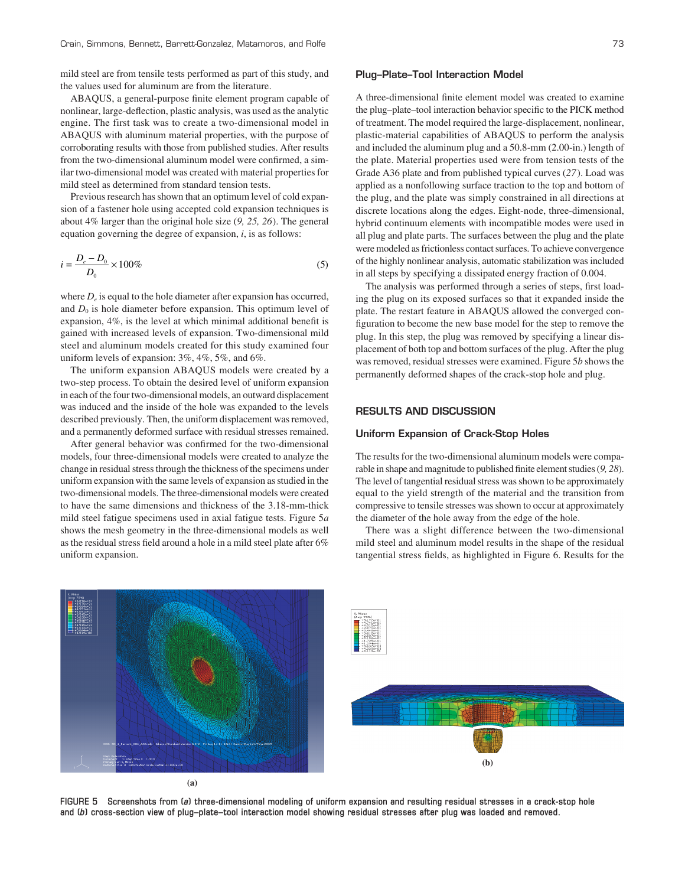mild steel are from tensile tests performed as part of this study, and the values used for aluminum are from the literature.

ABAQUS, a general-purpose finite element program capable of nonlinear, large-deflection, plastic analysis, was used as the analytic engine. The first task was to create a two-dimensional model in ABAQUS with aluminum material properties, with the purpose of corroborating results with those from published studies. After results from the two-dimensional aluminum model were confirmed, a similar two-dimensional model was created with material properties for mild steel as determined from standard tension tests.

Previous research has shown that an optimum level of cold expansion of a fastener hole using accepted cold expansion techniques is about 4% larger than the original hole size (*9, 25, 26*). The general equation governing the degree of expansion, $i$, is as follows:

$$i = \frac{D_e - D_0}{D_0} \times 100\% \tag{5}$$

where $D_e$ is equal to the hole diameter after expansion has occurred, and $D_0$ is hole diameter before expansion. This optimum level of expansion, 4%, is the level at which minimal additional benefit is gained with increased levels of expansion. Two-dimensional mild steel and aluminum models created for this study examined four uniform levels of expansion: 3%, 4%, 5%, and 6%.

The uniform expansion ABAQUS models were created by a two-step process. To obtain the desired level of uniform expansion in each of the four two-dimensional models, an outward displacement was induced and the inside of the hole was expanded to the levels described previously. Then, the uniform displacement was removed, and a permanently deformed surface with residual stresses remained.

After general behavior was confirmed for the two-dimensional models, four three-dimensional models were created to analyze the change in residual stress through the thickness of the specimens under uniform expansion with the same levels of expansion as studied in the two-dimensional models. The three-dimensional models were created to have the same dimensions and thickness of the 3.18-mm-thick mild steel fatigue specimens used in axial fatigue tests. Figure 5*a* shows the mesh geometry in the three-dimensional models as well as the residual stress field around a hole in a mild steel plate after 6% uniform expansion.

### Plug–Plate–Tool Interaction Model

A three-dimensional finite element model was created to examine the plug–plate–tool interaction behavior specific to the PICK method of treatment. The model required the large-displacement, nonlinear, plastic-material capabilities of ABAQUS to perform the analysis and included the aluminum plug and a 50.8-mm (2.00-in.) length of the plate. Material properties used were from tension tests of the Grade A36 plate and from published typical curves (*27*). Load was applied as a nonfollowing surface traction to the top and bottom of the plug, and the plate was simply constrained in all directions at discrete locations along the edges. Eight-node, three-dimensional, hybrid continuum elements with incompatible modes were used in all plug and plate parts. The surfaces between the plug and the plate were modeled as frictionless contact surfaces. To achieve convergence of the highly nonlinear analysis, automatic stabilization was included in all steps by specifying a dissipated energy fraction of 0.004.

The analysis was performed through a series of steps, first loading the plug on its exposed surfaces so that it expanded inside the plate. The restart feature in ABAQUS allowed the converged configuration to become the new base model for the step to remove the plug. In this step, the plug was removed by specifying a linear displacement of both top and bottom surfaces of the plug. After the plug was removed, residual stresses were examined. Figure 5*b* shows the permanently deformed shapes of the crack-stop hole and plug.

## RESULTS AND DISCUSSION

### Uniform Expansion of Crack-Stop Holes

The results for the two-dimensional aluminum models were comparable in shape and magnitude to published finite element studies (*9, 28*). The level of tangential residual stress was shown to be approximately equal to the yield strength of the material and the transition from compressive to tensile stresses was shown to occur at approximately the diameter of the hole away from the edge of the hole.

There was a slight difference between the two-dimensional mild steel and aluminum model results in the shape of the residual tangential stress fields, as highlighted in Figure 6. Results for the

(a)

(b)

**FIGURE 5 Screenshots from (*a*) three-dimensional modeling of uniform expansion and resulting residual stresses in a crack-stop hole and (*b*) cross-section view of plug–plate–tool interaction model showing residual stresses after plug was loaded and removed.**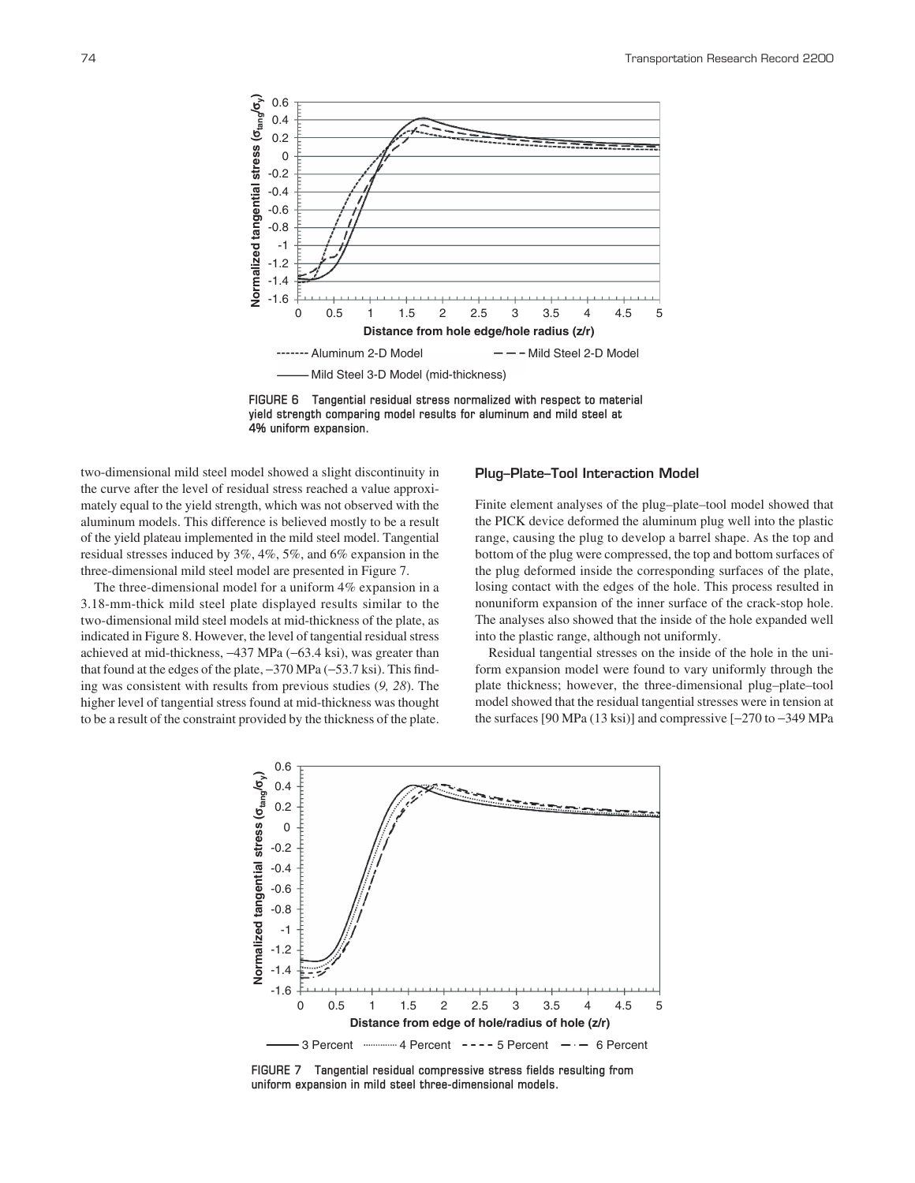FIGURE 6 Tangential residual stress normalized with respect to material yield strength comparing model results for aluminum and mild steel at 4% uniform expansion.

two-dimensional mild steel model showed a slight discontinuity in the curve after the level of residual stress reached a value approximately equal to the yield strength, which was not observed with the aluminum models. This difference is believed mostly to be a result of the yield plateau implemented in the mild steel model. Tangential residual stresses induced by 3%, 4%, 5%, and 6% expansion in the three-dimensional mild steel model are presented in Figure 7.

The three-dimensional model for a uniform 4% expansion in a 3.18-mm-thick mild steel plate displayed results similar to the two-dimensional mild steel models at mid-thickness of the plate, as indicated in Figure 8. However, the level of tangential residual stress achieved at mid-thickness, −437 MPa (−63.4 ksi), was greater than that found at the edges of the plate, −370 MPa (−53.7 ksi). This finding was consistent with results from previous studies (*9, 28*). The higher level of tangential stress found at mid-thickness was thought to be a result of the constraint provided by the thickness of the plate.

### Plug–Plate–Tool Interaction Model

Finite element analyses of the plug–plate–tool model showed that the PICK device deformed the aluminum plug well into the plastic range, causing the plug to develop a barrel shape. As the top and bottom of the plug were compressed, the top and bottom surfaces of the plug deformed inside the corresponding surfaces of the plate, losing contact with the edges of the hole. This process resulted in nonuniform expansion of the inner surface of the crack-stop hole. The analyses also showed that the inside of the hole expanded well into the plastic range, although not uniformly.

Residual tangential stresses on the inside of the hole in the uniform expansion model were found to vary uniformly through the plate thickness; however, the three-dimensional plug–plate–tool model showed that the residual tangential stresses were in tension at the surfaces [90 MPa (13 ksi)] and compressive [−270 to −349 MPa

FIGURE 7 Tangential residual compressive stress fields resulting from uniform expansion in mild steel three-dimensional models.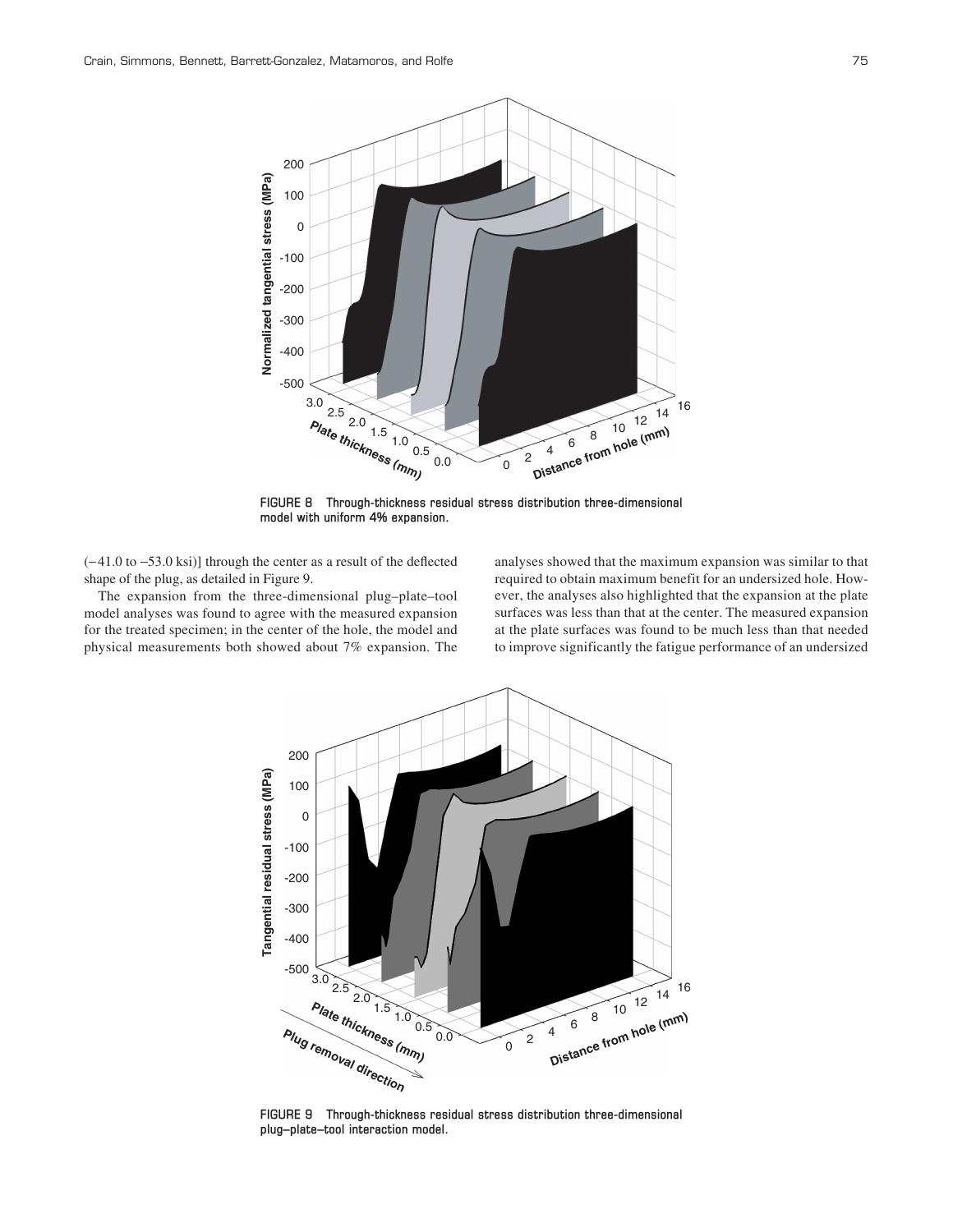FIGURE 8 Through-thickness residual stress distribution three-dimensional model with uniform 4% expansion.

(−41.0 to −53.0 ksi)] through the center as a result of the deflected shape of the plug, as detailed in Figure 9.

The expansion from the three-dimensional plug–plate–tool model analyses was found to agree with the measured expansion for the treated specimen; in the center of the hole, the model and physical measurements both showed about 7% expansion. The analyses showed that the maximum expansion was similar to that required to obtain maximum benefit for an undersized hole. However, the analyses also highlighted that the expansion at the plate surfaces was less than that at the center. The measured expansion at the plate surfaces was found to be much less than that needed to improve significantly the fatigue performance of an undersized

FIGURE 9 Through-thickness residual stress distribution three-dimensional plug–plate–tool interaction model.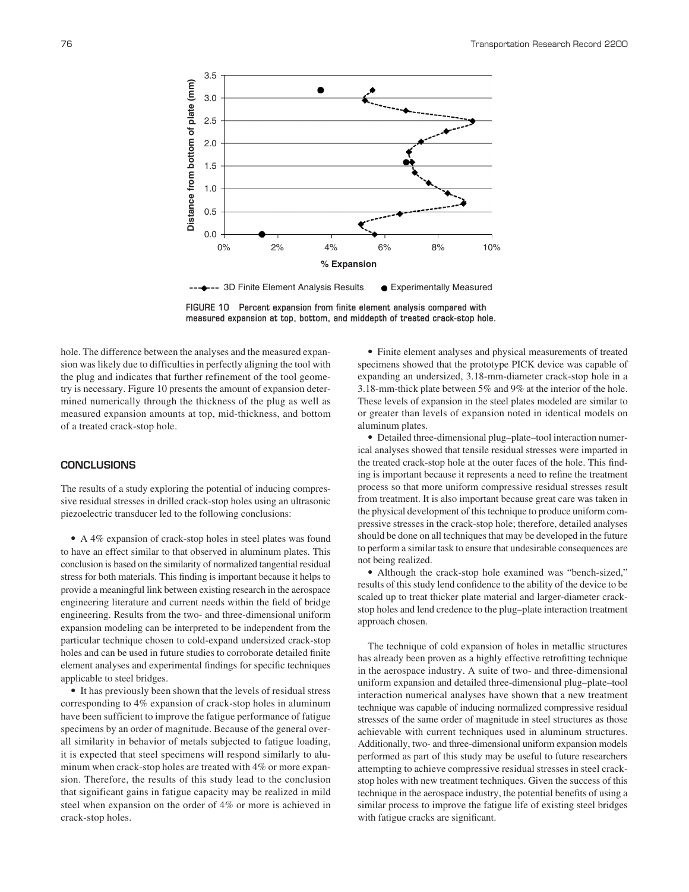3.5
3.0
2.5
2.0
1.5
1.0
0.5
0.0

0% 2% 4% 6% 8% 10%

Distance from bottom of plate (mm)

% Expansion

3D Finite Element Analysis Results   Experimentally Measured

FIGURE 10 Percent expansion from finite element analysis compared with measured expansion at top, bottom, and middepth of treated crack-stop hole.

hole. The difference between the analyses and the measured expansion was likely due to difficulties in perfectly aligning the tool with the plug and indicates that further refinement of the tool geometry is necessary. Figure 10 presents the amount of expansion determined numerically through the thickness of the plug as well as measured expansion amounts at top, mid-thickness, and bottom of a treated crack-stop hole.

## CONCLUSIONS

The results of a study exploring the potential of inducing compressive residual stresses in drilled crack-stop holes using an ultrasonic piezoelectric transducer led to the following conclusions:

- A 4% expansion of crack-stop holes in steel plates was found to have an effect similar to that observed in aluminum plates. This conclusion is based on the similarity of normalized tangential residual stress for both materials. This finding is important because it helps to provide a meaningful link between existing research in the aerospace engineering literature and current needs within the field of bridge engineering. Results from the two- and three-dimensional uniform expansion modeling can be interpreted to be independent from the particular technique chosen to cold-expand undersized crack-stop holes and can be used in future studies to corroborate detailed finite element analyses and experimental findings for specific techniques applicable to steel bridges.
- It has previously been shown that the levels of residual stress corresponding to 4% expansion of crack-stop holes in aluminum have been sufficient to improve the fatigue performance of fatigue specimens by an order of magnitude. Because of the general overall similarity in behavior of metals subjected to fatigue loading, it is expected that steel specimens will respond similarly to aluminum when crack-stop holes are treated with 4% or more expansion. Therefore, the results of this study lead to the conclusion that significant gains in fatigue capacity may be realized in mild steel when expansion on the order of 4% or more is achieved in crack-stop holes.
- Finite element analyses and physical measurements of treated specimens showed that the prototype PICK device was capable of expanding an undersized, 3.18-mm-diameter crack-stop hole in a 3.18-mm-thick plate between 5% and 9% at the interior of the hole. These levels of expansion in the steel plates modeled are similar to or greater than levels of expansion noted in identical models on aluminum plates.
- Detailed three-dimensional plug–plate–tool interaction numerical analyses showed that tensile residual stresses were imparted in the treated crack-stop hole at the outer faces of the hole. This finding is important because it represents a need to refine the treatment process so that more uniform compressive residual stresses result from treatment. It is also important because great care was taken in the physical development of this technique to produce uniform compressive stresses in the crack-stop hole; therefore, detailed analyses should be done on all techniques that may be developed in the future to perform a similar task to ensure that undesirable consequences are not being realized.
- Although the crack-stop hole examined was "bench-sized," results of this study lend confidence to the ability of the device to be scaled up to treat thicker plate material and larger-diameter crack-stop holes and lend credence to the plug–plate interaction treatment approach chosen.

The technique of cold expansion of holes in metallic structures has already been proven as a highly effective retrofitting technique in the aerospace industry. A suite of two- and three-dimensional uniform expansion and detailed three-dimensional plug–plate–tool interaction numerical analyses have shown that a new treatment technique was capable of inducing normalized compressive residual stresses of the same order of magnitude in steel structures as those achievable with current techniques used in aluminum structures. Additionally, two- and three-dimensional uniform expansion models performed as part of this study may be useful to future researchers attempting to achieve compressive residual stresses in steel crack-stop holes with new treatment techniques. Given the success of this technique in the aerospace industry, the potential benefits of using a similar process to improve the fatigue life of existing steel bridges with fatigue cracks are significant.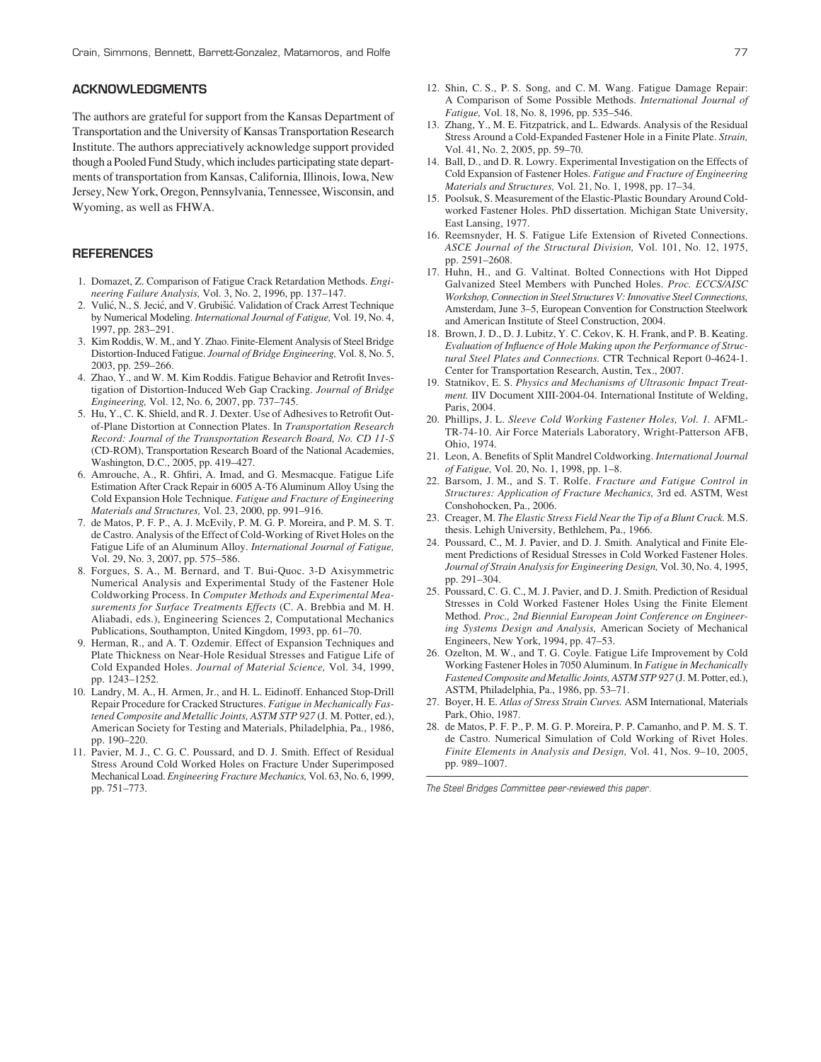## ACKNOWLEDGMENTS

The authors are grateful for support from the Kansas Department of Transportation and the University of Kansas Transportation Research Institute. The authors appreciatively acknowledge support provided though a Pooled Fund Study, which includes participating state departments of transportation from Kansas, California, Illinois, Iowa, New Jersey, New York, Oregon, Pennsylvania, Tennessee, Wisconsin, and Wyoming, as well as FHWA.

## REFERENCES

1. Domazet, Z. Comparison of Fatigue Crack Retardation Methods. *Engineering Failure Analysis,* Vol. 3, No. 2, 1996, pp. 137–147.
2. Vulić, N., S. Jecić, and V. Grubišić. Validation of Crack Arrest Technique by Numerical Modeling. *International Journal of Fatigue,* Vol. 19, No. 4, 1997, pp. 283–291.
3. Kim Roddis, W. M., and Y. Zhao. Finite-Element Analysis of Steel Bridge Distortion-Induced Fatigue. *Journal of Bridge Engineering,* Vol. 8, No. 5, 2003, pp. 259–266.
4. Zhao, Y., and W. M. Kim Roddis. Fatigue Behavior and Retrofit Investigation of Distortion-Induced Web Gap Cracking. *Journal of Bridge Engineering,* Vol. 12, No. 6, 2007, pp. 737–745.
5. Hu, Y., C. K. Shield, and R. J. Dexter. Use of Adhesives to Retrofit Out-of-Plane Distortion at Connection Plates. In *Transportation Research Record: Journal of the Transportation Research Board, No. CD 11-S* (CD-ROM), Transportation Research Board of the National Academies, Washington, D.C., 2005, pp. 419–427.
6. Amrouche, A., R. Ghfiri, A. Imad, and G. Mesmacque. Fatigue Life Estimation After Crack Repair in 6005 A-T6 Aluminum Alloy Using the Cold Expansion Hole Technique. *Fatigue and Fracture of Engineering Materials and Structures,* Vol. 23, 2000, pp. 991–916.
7. de Matos, P. F. P., A. J. McEvily, P. M. G. P. Moreira, and P. M. S. T. de Castro. Analysis of the Effect of Cold-Working of Rivet Holes on the Fatigue Life of an Aluminum Alloy. *International Journal of Fatigue,* Vol. 29, No. 3, 2007, pp. 575–586.
8. Forgues, S. A., M. Bernard, and T. Bui-Quoc. 3-D Axisymmetric Numerical Analysis and Experimental Study of the Fastener Hole Coldworking Process. In *Computer Methods and Experimental Measurements for Surface Treatments Effects* (C. A. Brebbia and M. H. Aliabadi, eds.), Engineering Sciences 2, Computational Mechanics Publications, Southampton, United Kingdom, 1993, pp. 61–70.
9. Herman, R., and A. T. Ozdemir. Effect of Expansion Techniques and Plate Thickness on Near-Hole Residual Stresses and Fatigue Life of Cold Expanded Holes. *Journal of Material Science,* Vol. 34, 1999, pp. 1243–1252.
10. Landry, M. A., H. Armen, Jr., and H. L. Eidinoff. Enhanced Stop-Drill Repair Procedure for Cracked Structures. *Fatigue in Mechanically Fastened Composite and Metallic Joints, ASTM STP 927* (J. M. Potter, ed.), American Society for Testing and Materials, Philadelphia, Pa., 1986, pp. 190–220.
11. Pavier, M. J., C. G. C. Poussard, and D. J. Smith. Effect of Residual Stress Around Cold Worked Holes on Fracture Under Superimposed Mechanical Load. *Engineering Fracture Mechanics,* Vol. 63, No. 6, 1999, pp. 751–773.
12. Shin, C. S., P. S. Song, and C. M. Wang. Fatigue Damage Repair: A Comparison of Some Possible Methods. *International Journal of Fatigue,* Vol. 18, No. 8, 1996, pp. 535–546.
13. Zhang, Y., M. E. Fitzpatrick, and L. Edwards. Analysis of the Residual Stress Around a Cold-Expanded Fastener Hole in a Finite Plate. *Strain,* Vol. 41, No. 2, 2005, pp. 59–70.
14. Ball, D., and D. R. Lowry. Experimental Investigation on the Effects of Cold Expansion of Fastener Holes. *Fatigue and Fracture of Engineering Materials and Structures,* Vol. 21, No. 1, 1998, pp. 17–34.
15. Poolsuk, S. Measurement of the Elastic-Plastic Boundary Around Cold-worked Fastener Holes. PhD dissertation. Michigan State University, East Lansing, 1977.
16. Reemsnyder, H. S. Fatigue Life Extension of Riveted Connections. *ASCE Journal of the Structural Division,* Vol. 101, No. 12, 1975, pp. 2591–2608.
17. Huhn, H., and G. Valtinat. Bolted Connections with Hot Dipped Galvanized Steel Members with Punched Holes. *Proc. ECCS/AISC Workshop, Connection in Steel Structures V: Innovative Steel Connections,* Amsterdam, June 3–5, European Convention for Construction Steelwork and American Institute of Steel Construction, 2004.
18. Brown, J. D., D. J. Lubitz, Y. C. Cekov, K. H. Frank, and P. B. Keating. *Evaluation of Influence of Hole Making upon the Performance of Structural Steel Plates and Connections.* CTR Technical Report 0-4624-1. Center for Transportation Research, Austin, Tex., 2007.
19. Statnikov, E. S. *Physics and Mechanisms of Ultrasonic Impact Treatment.* IIV Document XIII-2004-04. International Institute of Welding, Paris, 2004.
20. Phillips, J. L. *Sleeve Cold Working Fastener Holes, Vol. 1.* AFML-TR-74-10. Air Force Materials Laboratory, Wright-Patterson AFB, Ohio, 1974.
21. Leon, A. Benefits of Split Mandrel Coldworking. *International Journal of Fatigue,* Vol. 20, No. 1, 1998, pp. 1–8.
22. Barsom, J. M., and S. T. Rolfe. *Fracture and Fatigue Control in Structures: Application of Fracture Mechanics,* 3rd ed. ASTM, West Conshohocken, Pa., 2006.
23. Creager, M. *The Elastic Stress Field Near the Tip of a Blunt Crack.* M.S. thesis. Lehigh University, Bethlehem, Pa., 1966.
24. Poussard, C., M. J. Pavier, and D. J. Smith. Analytical and Finite Element Predictions of Residual Stresses in Cold Worked Fastener Holes. *Journal of Strain Analysis for Engineering Design,* Vol. 30, No. 4, 1995, pp. 291–304.
25. Poussard, C. G. C., M. J. Pavier, and D. J. Smith. Prediction of Residual Stresses in Cold Worked Fastener Holes Using the Finite Element Method. *Proc., 2nd Biennial European Joint Conference on Engineering Systems Design and Analysis,* American Society of Mechanical Engineers, New York, 1994, pp. 47–53.
26. Ozelton, M. W., and T. G. Coyle. Fatigue Life Improvement by Cold Working Fastener Holes in 7050 Aluminum. In *Fatigue in Mechanically Fastened Composite and Metallic Joints, ASTM STP 927* (J. M. Potter, ed.), ASTM, Philadelphia, Pa., 1986, pp. 53–71.
27. Boyer, H. E. *Atlas of Stress Strain Curves.* ASM International, Materials Park, Ohio, 1987.
28. de Matos, P. F. P., P. M. G. P. Moreira, P. P. Camanho, and P. M. S. T. de Castro. Numerical Simulation of Cold Working of Rivet Holes. *Finite Elements in Analysis and Design,* Vol. 41, Nos. 9–10, 2005, pp. 989–1007.

*The Steel Bridges Committee peer-reviewed this paper.*